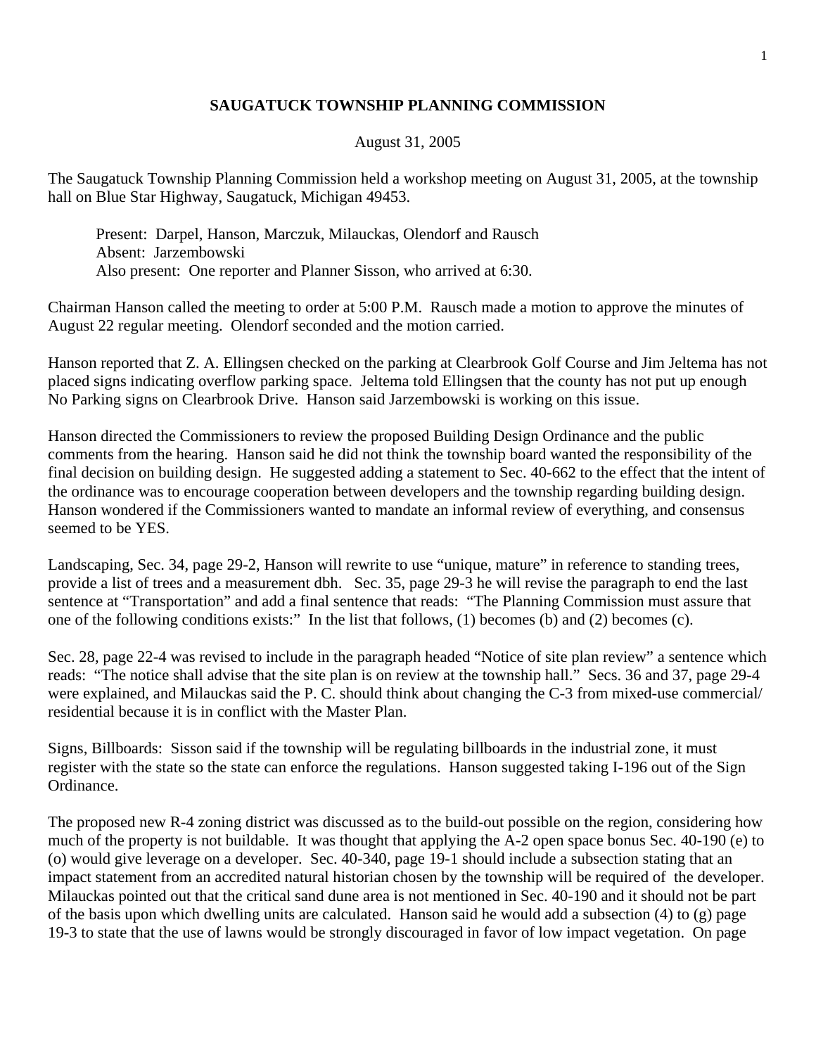**SAUGATUCK TOWNSHIP PLANNING COMMISSION**

August 31, 2005

The Saugatuck Township Planning Commission held a workshop meeting on August 31, 2005, at the township hall on Blue Star Highway, Saugatuck, Michigan 49453.

Present: Darpel, Hanson, Marczuk, Milauckas, Olendorf and Rausch
Absent: Jarzembowski
Also present: One reporter and Planner Sisson, who arrived at 6:30.

Chairman Hanson called the meeting to order at 5:00 P.M. Rausch made a motion to approve the minutes of August 22 regular meeting. Olendorf seconded and the motion carried.

Hanson reported that Z. A. Ellingsen checked on the parking at Clearbrook Golf Course and Jim Jeltema has not placed signs indicating overflow parking space. Jeltema told Ellingsen that the county has not put up enough No Parking signs on Clearbrook Drive. Hanson said Jarzembowski is working on this issue.

Hanson directed the Commissioners to review the proposed Building Design Ordinance and the public comments from the hearing. Hanson said he did not think the township board wanted the responsibility of the final decision on building design. He suggested adding a statement to Sec. 40-662 to the effect that the intent of the ordinance was to encourage cooperation between developers and the township regarding building design. Hanson wondered if the Commissioners wanted to mandate an informal review of everything, and consensus seemed to be YES.

Landscaping, Sec. 34, page 29-2, Hanson will rewrite to use "unique, mature" in reference to standing trees, provide a list of trees and a measurement dbh. Sec. 35, page 29-3 he will revise the paragraph to end the last sentence at "Transportation" and add a final sentence that reads: "The Planning Commission must assure that one of the following conditions exists:" In the list that follows, (1) becomes (b) and (2) becomes (c).

Sec. 28, page 22-4 was revised to include in the paragraph headed "Notice of site plan review" a sentence which reads: "The notice shall advise that the site plan is on review at the township hall." Secs. 36 and 37, page 29-4 were explained, and Milauckas said the P. C. should think about changing the C-3 from mixed-use commercial/ residential because it is in conflict with the Master Plan.

Signs, Billboards: Sisson said if the township will be regulating billboards in the industrial zone, it must register with the state so the state can enforce the regulations. Hanson suggested taking I-196 out of the Sign Ordinance.

The proposed new R-4 zoning district was discussed as to the build-out possible on the region, considering how much of the property is not buildable. It was thought that applying the A-2 open space bonus Sec. 40-190 (e) to (o) would give leverage on a developer. Sec. 40-340, page 19-1 should include a subsection stating that an impact statement from an accredited natural historian chosen by the township will be required of the developer. Milauckas pointed out that the critical sand dune area is not mentioned in Sec. 40-190 and it should not be part of the basis upon which dwelling units are calculated. Hanson said he would add a subsection (4) to (g) page 19-3 to state that the use of lawns would be strongly discouraged in favor of low impact vegetation. On page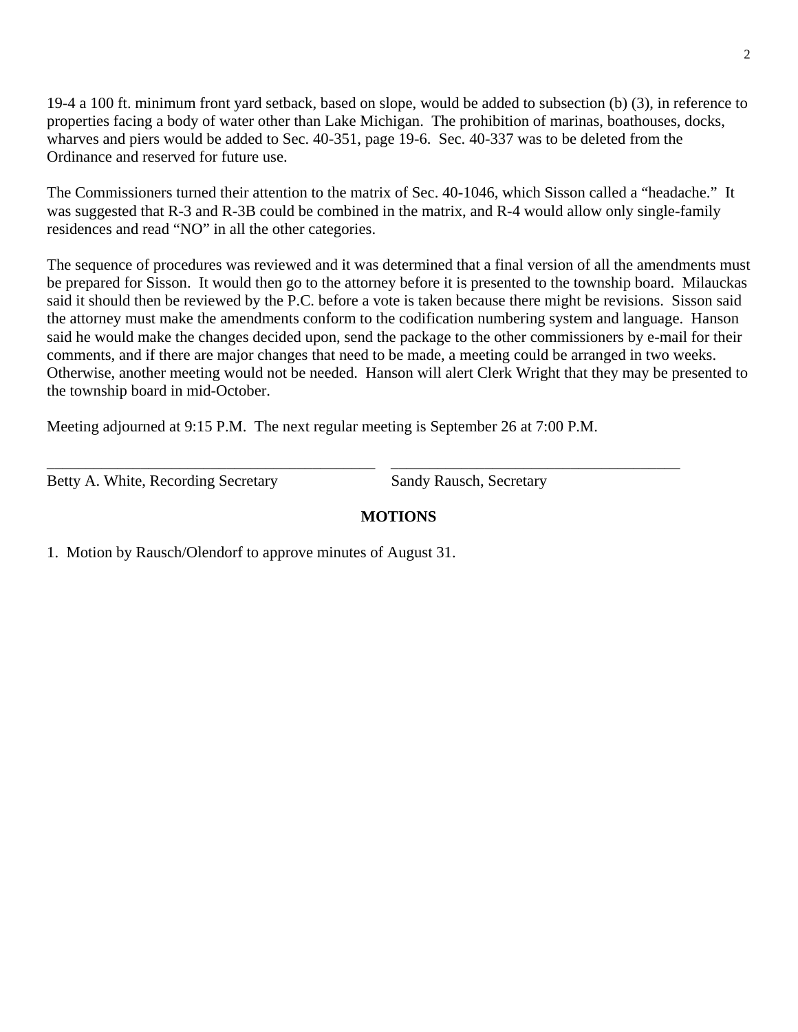19-4 a 100 ft. minimum front yard setback, based on slope, would be added to subsection (b) (3), in reference to properties facing a body of water other than Lake Michigan. The prohibition of marinas, boathouses, docks, wharves and piers would be added to Sec. 40-351, page 19-6. Sec. 40-337 was to be deleted from the Ordinance and reserved for future use.

The Commissioners turned their attention to the matrix of Sec. 40-1046, which Sisson called a "headache." It was suggested that R-3 and R-3B could be combined in the matrix, and R-4 would allow only single-family residences and read "NO" in all the other categories.

The sequence of procedures was reviewed and it was determined that a final version of all the amendments must be prepared for Sisson. It would then go to the attorney before it is presented to the township board. Milauckas said it should then be reviewed by the P.C. before a vote is taken because there might be revisions. Sisson said the attorney must make the amendments conform to the codification numbering system and language. Hanson said he would make the changes decided upon, send the package to the other commissioners by e-mail for their comments, and if there are major changes that need to be made, a meeting could be arranged in two weeks. Otherwise, another meeting would not be needed. Hanson will alert Clerk Wright that they may be presented to the township board in mid-October.

Meeting adjourned at 9:15 P.M. The next regular meeting is September 26 at 7:00 P.M.

\_\_\_\_\_\_\_\_\_\_\_\_\_\_\_\_\_\_\_\_\_\_\_\_\_\_\_\_\_\_\_\_\_\_\_\_\_\_\_\_\_\_\_\_ \_\_\_\_\_\_\_\_\_\_\_\_\_\_\_\_\_\_\_\_\_\_\_\_\_\_\_\_\_\_\_\_\_\_\_\_\_\_\_\_
Betty A. White, Recording Secretary Sandy Rausch, Secretary

**MOTIONS**

1. Motion by Rausch/Olendorf to approve minutes of August 31.